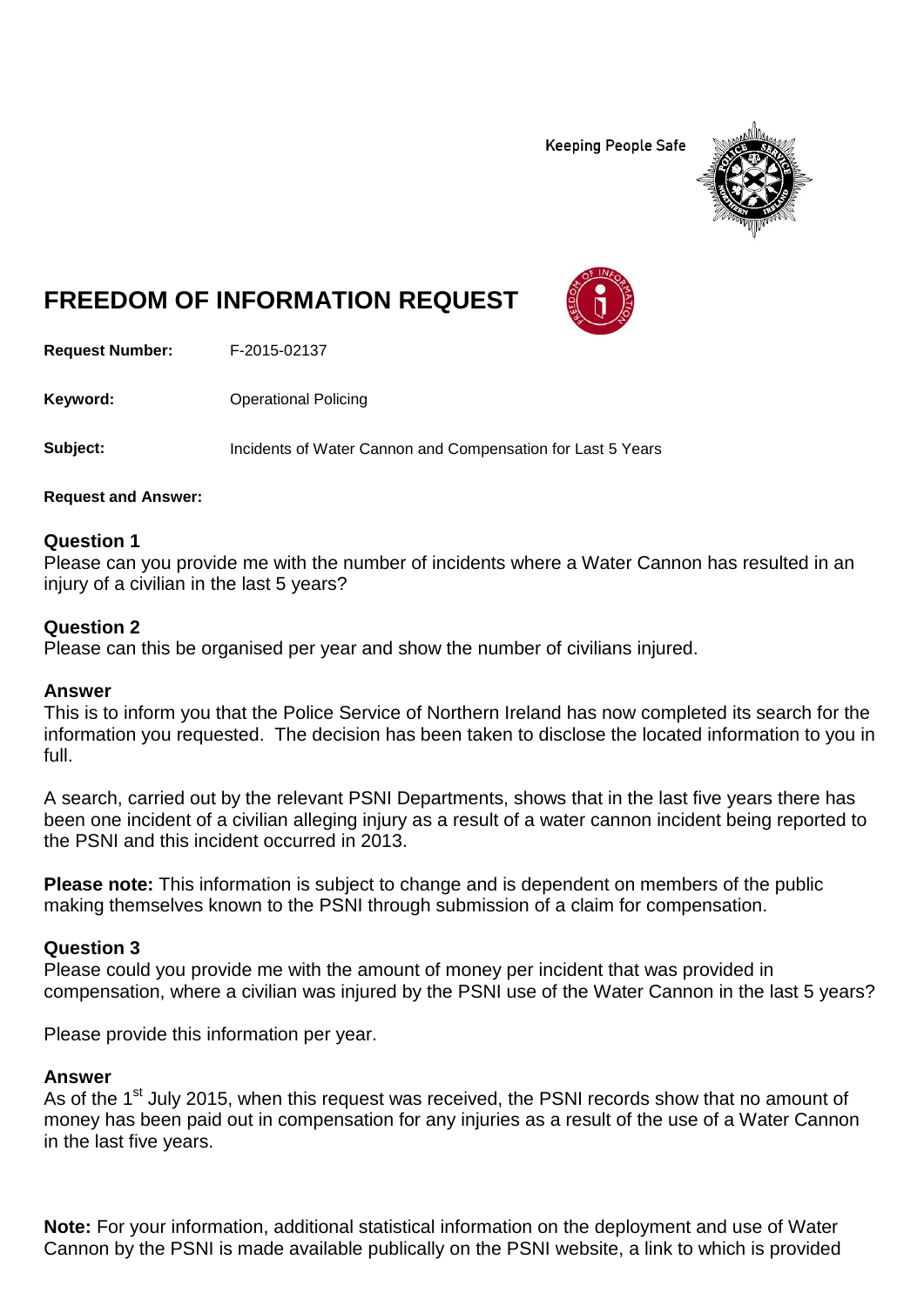Keeping People Safe

# FREEDOM OF INFORMATION REQUEST

**Request Number:** F-2015-02137

**Keyword:** Operational Policing

**Subject:** Incidents of Water Cannon and Compensation for Last 5 Years

**Request and Answer:**

### Question 1
Please can you provide me with the number of incidents where a Water Cannon has resulted in an injury of a civilian in the last 5 years?

### Question 2
Please can this be organised per year and show the number of civilians injured.

### Answer
This is to inform you that the Police Service of Northern Ireland has now completed its search for the information you requested. The decision has been taken to disclose the located information to you in full.

A search, carried out by the relevant PSNI Departments, shows that in the last five years there has been one incident of a civilian alleging injury as a result of a water cannon incident being reported to the PSNI and this incident occurred in 2013.

**Please note:** This information is subject to change and is dependent on members of the public making themselves known to the PSNI through submission of a claim for compensation.

### Question 3
Please could you provide me with the amount of money per incident that was provided in compensation, where a civilian was injured by the PSNI use of the Water Cannon in the last 5 years?

Please provide this information per year.

### Answer
As of the 1st July 2015, when this request was received, the PSNI records show that no amount of money has been paid out in compensation for any injuries as a result of the use of a Water Cannon in the last five years.

**Note:** For your information, additional statistical information on the deployment and use of Water Cannon by the PSNI is made available publically on the PSNI website, a link to which is provided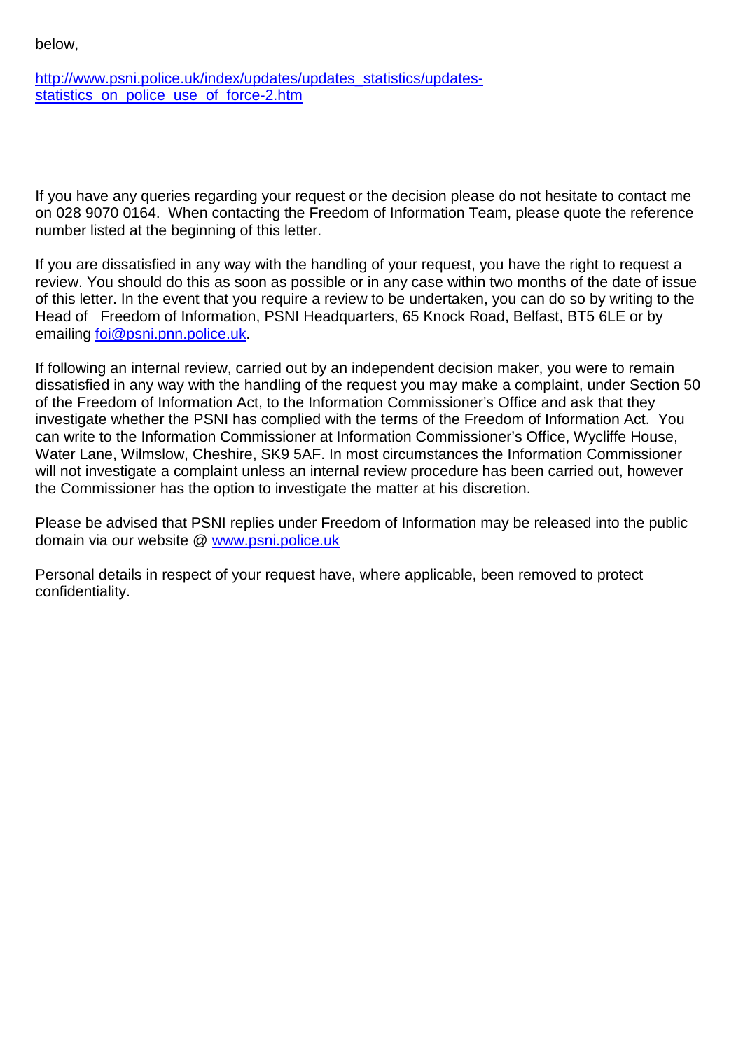below,

http://www.psni.police.uk/index/updates/updates_statistics/updates-statistics_on_police_use_of_force-2.htm

If you have any queries regarding your request or the decision please do not hesitate to contact me on 028 9070 0164. When contacting the Freedom of Information Team, please quote the reference number listed at the beginning of this letter.

If you are dissatisfied in any way with the handling of your request, you have the right to request a review. You should do this as soon as possible or in any case within two months of the date of issue of this letter. In the event that you require a review to be undertaken, you can do so by writing to the Head of Freedom of Information, PSNI Headquarters, 65 Knock Road, Belfast, BT5 6LE or by emailing foi@psni.pnn.police.uk.

If following an internal review, carried out by an independent decision maker, you were to remain dissatisfied in any way with the handling of the request you may make a complaint, under Section 50 of the Freedom of Information Act, to the Information Commissioner's Office and ask that they investigate whether the PSNI has complied with the terms of the Freedom of Information Act. You can write to the Information Commissioner at Information Commissioner's Office, Wycliffe House, Water Lane, Wilmslow, Cheshire, SK9 5AF. In most circumstances the Information Commissioner will not investigate a complaint unless an internal review procedure has been carried out, however the Commissioner has the option to investigate the matter at his discretion.

Please be advised that PSNI replies under Freedom of Information may be released into the public domain via our website @ www.psni.police.uk

Personal details in respect of your request have, where applicable, been removed to protect confidentiality.